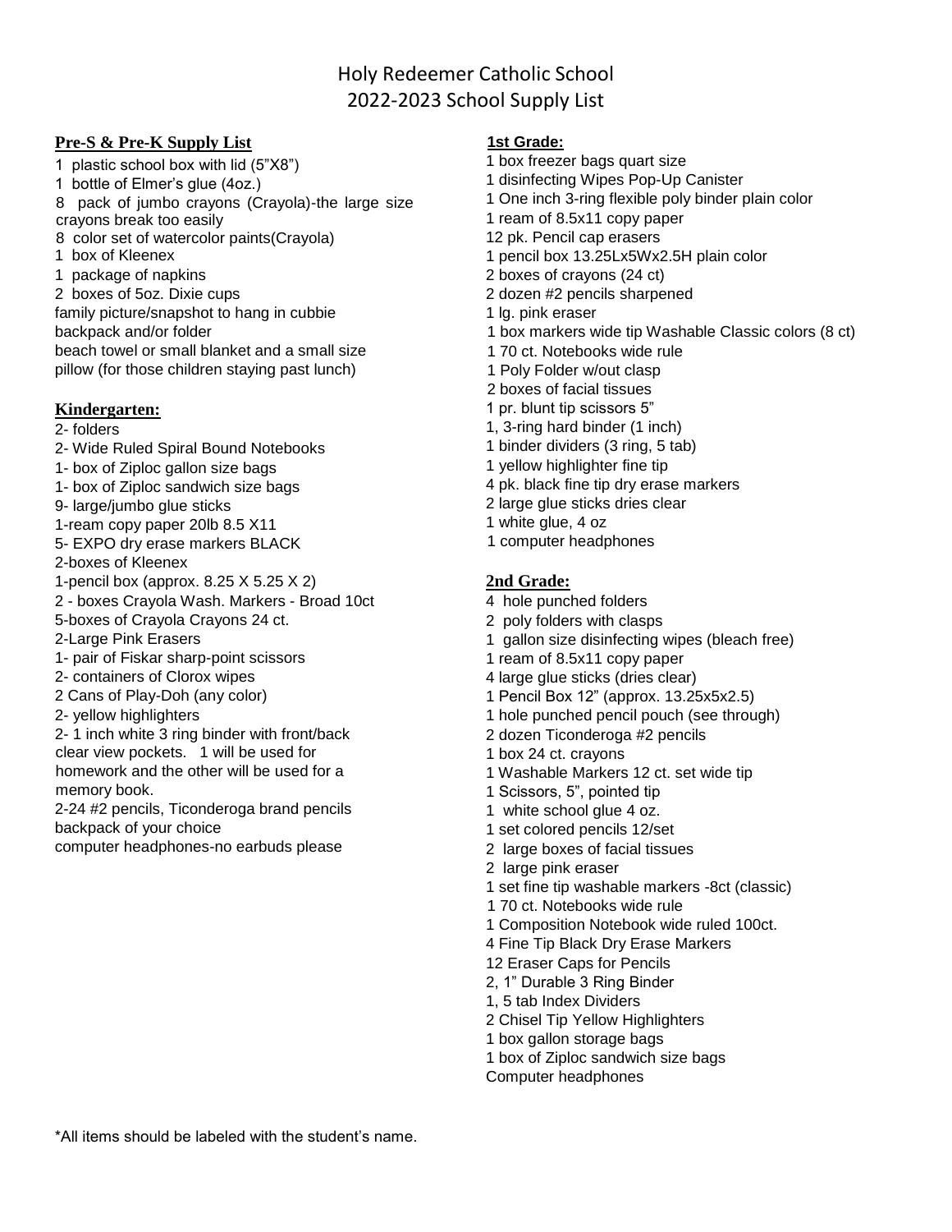# Holy Redeemer Catholic School
# 2022-2023 School Supply List

## Pre-S & Pre-K Supply List

1 plastic school box with lid (5"X8")
1 bottle of Elmer's glue (4oz.)
8 pack of jumbo crayons (Crayola)-the large size crayons break too easily
8 color set of watercolor paints(Crayola)
1 box of Kleenex
1 package of napkins
2 boxes of 5oz. Dixie cups
family picture/snapshot to hang in cubbie
backpack and/or folder
beach towel or small blanket and a small size pillow (for those children staying past lunch)

## Kindergarten:

2- folders
2- Wide Ruled Spiral Bound Notebooks
1- box of Ziploc gallon size bags
1- box of Ziploc sandwich size bags
9- large/jumbo glue sticks
1-ream copy paper 20lb 8.5 X11
5- EXPO dry erase markers BLACK
2-boxes of Kleenex
1-pencil box (approx. 8.25 X 5.25 X 2)
2 - boxes Crayola Wash. Markers - Broad 10ct
5-boxes of Crayola Crayons 24 ct.
2-Large Pink Erasers
1- pair of Fiskar sharp-point scissors
2- containers of Clorox wipes
2 Cans of Play-Doh (any color)
2- yellow highlighters
2- 1 inch white 3 ring binder with front/back clear view pockets. 1 will be used for homework and the other will be used for a memory book.
2-24 #2 pencils, Ticonderoga brand pencils
backpack of your choice
computer headphones-no earbuds please

## 1st Grade:

1 box freezer bags quart size
1 disinfecting Wipes Pop-Up Canister
1 One inch 3-ring flexible poly binder plain color
1 ream of 8.5x11 copy paper
12 pk. Pencil cap erasers
1 pencil box 13.25Lx5Wx2.5H plain color
2 boxes of crayons (24 ct)
2 dozen #2 pencils sharpened
1 lg. pink eraser
1 box markers wide tip Washable Classic colors (8 ct)
1 70 ct. Notebooks wide rule
1 Poly Folder w/out clasp
2 boxes of facial tissues
1 pr. blunt tip scissors 5"
1, 3-ring hard binder (1 inch)
1 binder dividers (3 ring, 5 tab)
1 yellow highlighter fine tip
4 pk. black fine tip dry erase markers
2 large glue sticks dries clear
1 white glue, 4 oz
1 computer headphones

## 2nd Grade:

4 hole punched folders
2 poly folders with clasps
1 gallon size disinfecting wipes (bleach free)
1 ream of 8.5x11 copy paper
4 large glue sticks (dries clear)
1 Pencil Box 12" (approx. 13.25x5x2.5)
1 hole punched pencil pouch (see through)
2 dozen Ticonderoga #2 pencils
1 box 24 ct. crayons
1 Washable Markers 12 ct. set wide tip
1 Scissors, 5", pointed tip
1 white school glue 4 oz.
1 set colored pencils 12/set
2 large boxes of facial tissues
2 large pink eraser
1 set fine tip washable markers -8ct (classic)
1 70 ct. Notebooks wide rule
1 Composition Notebook wide ruled 100ct.
4 Fine Tip Black Dry Erase Markers
12 Eraser Caps for Pencils
2, 1" Durable 3 Ring Binder
1, 5 tab Index Dividers
2 Chisel Tip Yellow Highlighters
1 box gallon storage bags
1 box of Ziploc sandwich size bags
Computer headphones

*All items should be labeled with the student's name.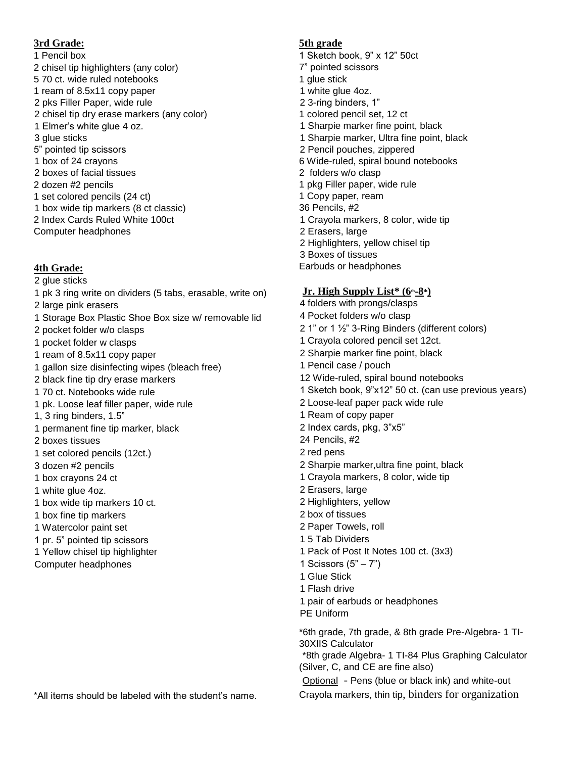### 3rd Grade:

1 Pencil box
2 chisel tip highlighters (any color)
5 70 ct. wide ruled notebooks
1 ream of 8.5x11 copy paper
2 pks Filler Paper, wide rule
2 chisel tip dry erase markers (any color)
1 Elmer's white glue 4 oz.
3 glue sticks
5" pointed tip scissors
1 box of 24 crayons
2 boxes of facial tissues
2 dozen #2 pencils
1 set colored pencils (24 ct)
1 box wide tip markers (8 ct classic)
2 Index Cards Ruled White 100ct
Computer headphones

### 4th Grade:

2 glue sticks
1 pk 3 ring write on dividers (5 tabs, erasable, write on)
2 large pink erasers
1 Storage Box Plastic Shoe Box size w/ removable lid
2 pocket folder w/o clasps
1 pocket folder w clasps
1 ream of 8.5x11 copy paper
1 gallon size disinfecting wipes (bleach free)
2 black fine tip dry erase markers
1 70 ct. Notebooks wide rule
1 pk. Loose leaf filler paper, wide rule
1, 3 ring binders, 1.5"
1 permanent fine tip marker, black
2 boxes tissues
1 set colored pencils (12ct.)
3 dozen #2 pencils
1 box crayons 24 ct
1 white glue 4oz.
1 box wide tip markers 10 ct.
1 box fine tip markers
1 Watercolor paint set
1 pr. 5" pointed tip scissors
1 Yellow chisel tip highlighter
Computer headphones

\*All items should be labeled with the student's name.

### 5th grade

1 Sketch book, 9" x 12" 50ct
7" pointed scissors
1 glue stick
1 white glue 4oz.
2 3-ring binders, 1"
1 colored pencil set, 12 ct
1 Sharpie marker fine point, black
1 Sharpie marker, Ultra fine point, black
2 Pencil pouches, zippered
6 Wide-ruled, spiral bound notebooks
2 folders w/o clasp
1 pkg Filler paper, wide rule
1 Copy paper, ream
36 Pencils, #2
1 Crayola markers, 8 color, wide tip
2 Erasers, large
2 Highlighters, yellow chisel tip
3 Boxes of tissues
Earbuds or headphones

### Jr. High Supply List* (6th-8th)

4 folders with prongs/clasps
4 Pocket folders w/o clasp
2 1" or 1 ½" 3-Ring Binders (different colors)
1 Crayola colored pencil set 12ct.
2 Sharpie marker fine point, black
1 Pencil case / pouch
12 Wide-ruled, spiral bound notebooks
1 Sketch book, 9"x12" 50 ct. (can use previous years)
2 Loose-leaf paper pack wide rule
1 Ream of copy paper
2 Index cards, pkg, 3"x5"
24 Pencils, #2
2 red pens
2 Sharpie marker,ultra fine point, black
1 Crayola markers, 8 color, wide tip
2 Erasers, large
2 Highlighters, yellow
2 box of tissues
2 Paper Towels, roll
1 5 Tab Dividers
1 Pack of Post It Notes 100 ct. (3x3)
1 Scissors (5" – 7")
1 Glue Stick
1 Flash drive
1 pair of earbuds or headphones
PE Uniform

*6th grade, 7th grade, & 8th grade Pre-Algebra- 1 TI-30XIIS Calculator
*8th grade Algebra- 1 TI-84 Plus Graphing Calculator (Silver, C, and CE are fine also)

Optional - Pens (blue or black ink) and white-out
Crayola markers, thin tip, binders for organization